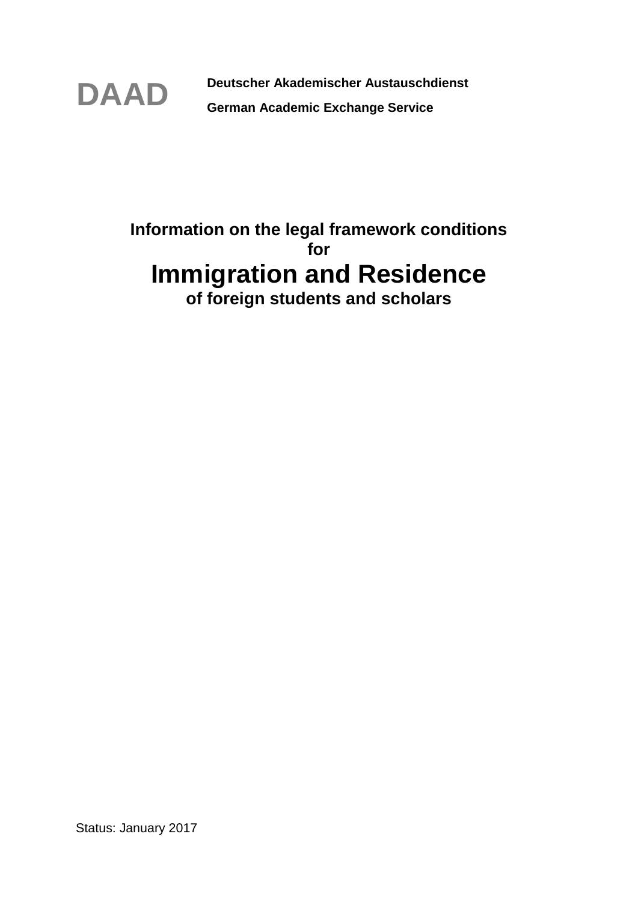**DAAD**

**Deutscher Akademischer Austauschdienst**

**German Academic Exchange Service**

**Information on the legal framework conditions**
**for**

# Immigration and Residence

**of foreign students and scholars**

Status: January 2017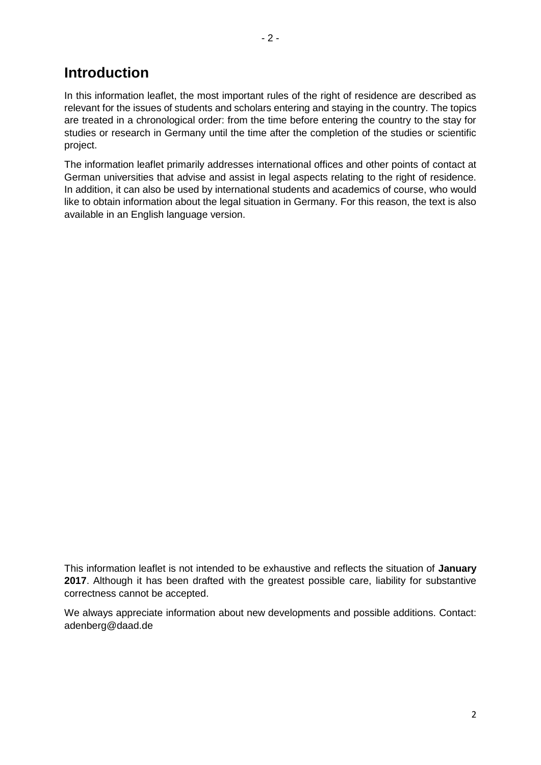# Introduction

In this information leaflet, the most important rules of the right of residence are described as relevant for the issues of students and scholars entering and staying in the country. The topics are treated in a chronological order: from the time before entering the country to the stay for studies or research in Germany until the time after the completion of the studies or scientific project.

The information leaflet primarily addresses international offices and other points of contact at German universities that advise and assist in legal aspects relating to the right of residence. In addition, it can also be used by international students and academics of course, who would like to obtain information about the legal situation in Germany. For this reason, the text is also available in an English language version.

This information leaflet is not intended to be exhaustive and reflects the situation of **January 2017**. Although it has been drafted with the greatest possible care, liability for substantive correctness cannot be accepted.

We always appreciate information about new developments and possible additions. Contact: adenberg@daad.de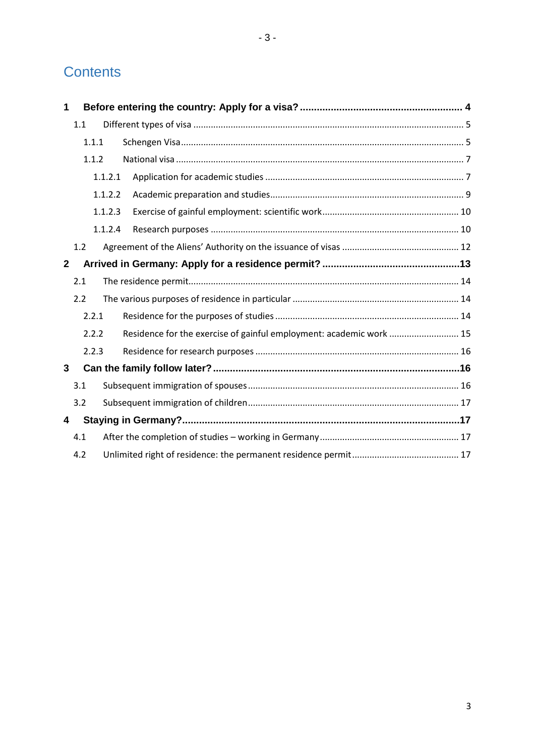# Contents

**1 Before entering the country: Apply for a visa? ..... 4**

- 1.1 Different types of visa ..... 5
  - 1.1.1 Schengen Visa ..... 5
  - 1.1.2 National visa ..... 7
    - 1.1.2.1 Application for academic studies ..... 7
    - 1.1.2.2 Academic preparation and studies ..... 9
    - 1.1.2.3 Exercise of gainful employment: scientific work ..... 10
    - 1.1.2.4 Research purposes ..... 10
- 1.2 Agreement of the Aliens' Authority on the issuance of visas ..... 12

**2 Arrived in Germany: Apply for a residence permit? ..... 13**

- 2.1 The residence permit ..... 14
- 2.2 The various purposes of residence in particular ..... 14
  - 2.2.1 Residence for the purposes of studies ..... 14
  - 2.2.2 Residence for the exercise of gainful employment: academic work ..... 15
  - 2.2.3 Residence for research purposes ..... 16

**3 Can the family follow later? ..... 16**

- 3.1 Subsequent immigration of spouses ..... 16
- 3.2 Subsequent immigration of children ..... 17

**4 Staying in Germany? ..... 17**

- 4.1 After the completion of studies – working in Germany ..... 17
- 4.2 Unlimited right of residence: the permanent residence permit ..... 17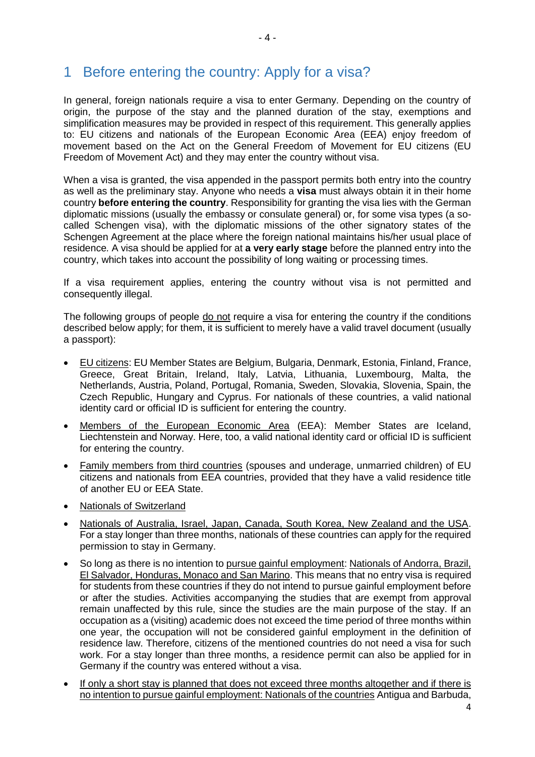# 1 Before entering the country: Apply for a visa?

In general, foreign nationals require a visa to enter Germany. Depending on the country of origin, the purpose of the stay and the planned duration of the stay, exemptions and simplification measures may be provided in respect of this requirement. This generally applies to: EU citizens and nationals of the European Economic Area (EEA) enjoy freedom of movement based on the Act on the General Freedom of Movement for EU citizens (EU Freedom of Movement Act) and they may enter the country without visa.

When a visa is granted, the visa appended in the passport permits both entry into the country as well as the preliminary stay. Anyone who needs a **visa** must always obtain it in their home country **before entering the country**. Responsibility for granting the visa lies with the German diplomatic missions (usually the embassy or consulate general) or, for some visa types (a so-called Schengen visa), with the diplomatic missions of the other signatory states of the Schengen Agreement at the place where the foreign national maintains his/her usual place of residence. A visa should be applied for at **a very early stage** before the planned entry into the country, which takes into account the possibility of long waiting or processing times.

If a visa requirement applies, entering the country without visa is not permitted and consequently illegal.

The following groups of people do not require a visa for entering the country if the conditions described below apply; for them, it is sufficient to merely have a valid travel document (usually a passport):

- EU citizens: EU Member States are Belgium, Bulgaria, Denmark, Estonia, Finland, France, Greece, Great Britain, Ireland, Italy, Latvia, Lithuania, Luxembourg, Malta, the Netherlands, Austria, Poland, Portugal, Romania, Sweden, Slovakia, Slovenia, Spain, the Czech Republic, Hungary and Cyprus. For nationals of these countries, a valid national identity card or official ID is sufficient for entering the country.
- Members of the European Economic Area (EEA): Member States are Iceland, Liechtenstein and Norway. Here, too, a valid national identity card or official ID is sufficient for entering the country.
- Family members from third countries (spouses and underage, unmarried children) of EU citizens and nationals from EEA countries, provided that they have a valid residence title of another EU or EEA State.
- Nationals of Switzerland
- Nationals of Australia, Israel, Japan, Canada, South Korea, New Zealand and the USA. For a stay longer than three months, nationals of these countries can apply for the required permission to stay in Germany.
- So long as there is no intention to pursue gainful employment: Nationals of Andorra, Brazil, El Salvador, Honduras, Monaco and San Marino. This means that no entry visa is required for students from these countries if they do not intend to pursue gainful employment before or after the studies. Activities accompanying the studies that are exempt from approval remain unaffected by this rule, since the studies are the main purpose of the stay. If an occupation as a (visiting) academic does not exceed the time period of three months within one year, the occupation will not be considered gainful employment in the definition of residence law. Therefore, citizens of the mentioned countries do not need a visa for such work. For a stay longer than three months, a residence permit can also be applied for in Germany if the country was entered without a visa.
- If only a short stay is planned that does not exceed three months altogether and if there is no intention to pursue gainful employment: Nationals of the countries Antigua and Barbuda,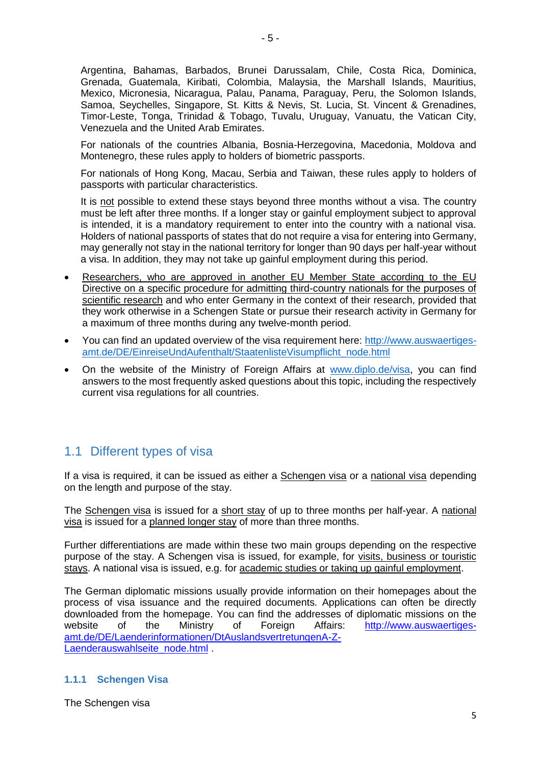Argentina, Bahamas, Barbados, Brunei Darussalam, Chile, Costa Rica, Dominica, Grenada, Guatemala, Kiribati, Colombia, Malaysia, the Marshall Islands, Mauritius, Mexico, Micronesia, Nicaragua, Palau, Panama, Paraguay, Peru, the Solomon Islands, Samoa, Seychelles, Singapore, St. Kitts & Nevis, St. Lucia, St. Vincent & Grenadines, Timor-Leste, Tonga, Trinidad & Tobago, Tuvalu, Uruguay, Vanuatu, the Vatican City, Venezuela and the United Arab Emirates.

For nationals of the countries Albania, Bosnia-Herzegovina, Macedonia, Moldova and Montenegro, these rules apply to holders of biometric passports.

For nationals of Hong Kong, Macau, Serbia and Taiwan, these rules apply to holders of passports with particular characteristics.

It is not possible to extend these stays beyond three months without a visa. The country must be left after three months. If a longer stay or gainful employment subject to approval is intended, it is a mandatory requirement to enter into the country with a national visa. Holders of national passports of states that do not require a visa for entering into Germany, may generally not stay in the national territory for longer than 90 days per half-year without a visa. In addition, they may not take up gainful employment during this period.

- Researchers, who are approved in another EU Member State according to the EU Directive on a specific procedure for admitting third-country nationals for the purposes of scientific research and who enter Germany in the context of their research, provided that they work otherwise in a Schengen State or pursue their research activity in Germany for a maximum of three months during any twelve-month period.
- You can find an updated overview of the visa requirement here: http://www.auswaertiges-amt.de/DE/EinreiseUndAufenthalt/StaatenlisteVisumpflicht_node.html
- On the website of the Ministry of Foreign Affairs at www.diplo.de/visa, you can find answers to the most frequently asked questions about this topic, including the respectively current visa regulations for all countries.

## 1.1 Different types of visa

If a visa is required, it can be issued as either a Schengen visa or a national visa depending on the length and purpose of the stay.

The Schengen visa is issued for a short stay of up to three months per half-year. A national visa is issued for a planned longer stay of more than three months.

Further differentiations are made within these two main groups depending on the respective purpose of the stay. A Schengen visa is issued, for example, for visits, business or touristic stays. A national visa is issued, e.g. for academic studies or taking up gainful employment.

The German diplomatic missions usually provide information on their homepages about the process of visa issuance and the required documents. Applications can often be directly downloaded from the homepage. You can find the addresses of diplomatic missions on the website of the Ministry of Foreign Affairs: http://www.auswaertiges-amt.de/DE/Laenderinformationen/DtAuslandsvertretungenA-Z-Laenderauswahlseite_node.html .

### 1.1.1 Schengen Visa

The Schengen visa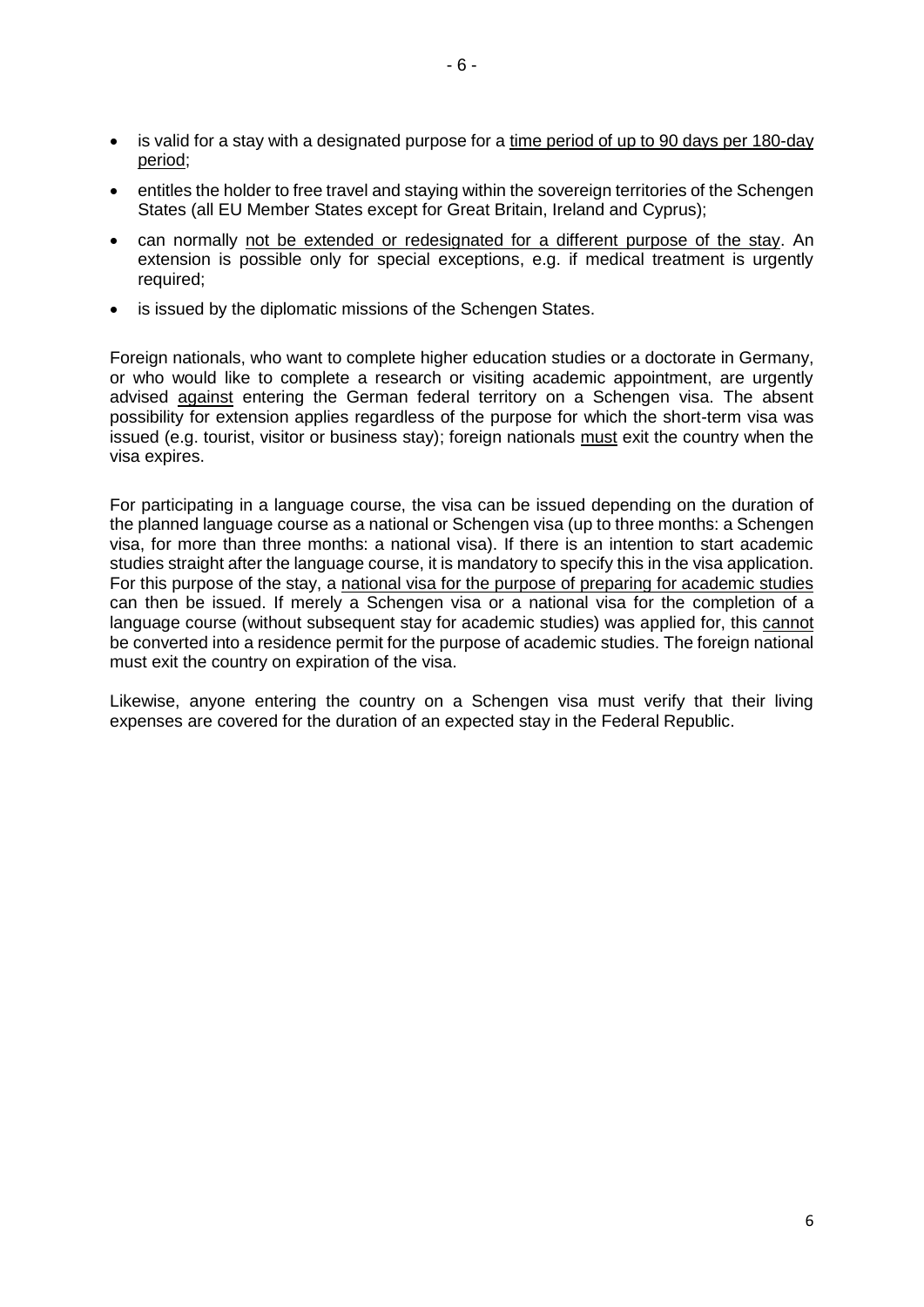- is valid for a stay with a designated purpose for a <u>time period of up to 90 days per 180-day period</u>;
- entitles the holder to free travel and staying within the sovereign territories of the Schengen States (all EU Member States except for Great Britain, Ireland and Cyprus);
- can normally <u>not be extended or redesignated for a different purpose of the stay</u>. An extension is possible only for special exceptions, e.g. if medical treatment is urgently required;
- is issued by the diplomatic missions of the Schengen States.

Foreign nationals, who want to complete higher education studies or a doctorate in Germany, or who would like to complete a research or visiting academic appointment, are urgently advised <u>against</u> entering the German federal territory on a Schengen visa. The absent possibility for extension applies regardless of the purpose for which the short-term visa was issued (e.g. tourist, visitor or business stay); foreign nationals <u>must</u> exit the country when the visa expires.

For participating in a language course, the visa can be issued depending on the duration of the planned language course as a national or Schengen visa (up to three months: a Schengen visa, for more than three months: a national visa). If there is an intention to start academic studies straight after the language course, it is mandatory to specify this in the visa application. For this purpose of the stay, a <u>national visa for the purpose of preparing for academic studies</u> can then be issued. If merely a Schengen visa or a national visa for the completion of a language course (without subsequent stay for academic studies) was applied for, this <u>cannot</u> be converted into a residence permit for the purpose of academic studies. The foreign national must exit the country on expiration of the visa.

Likewise, anyone entering the country on a Schengen visa must verify that their living expenses are covered for the duration of an expected stay in the Federal Republic.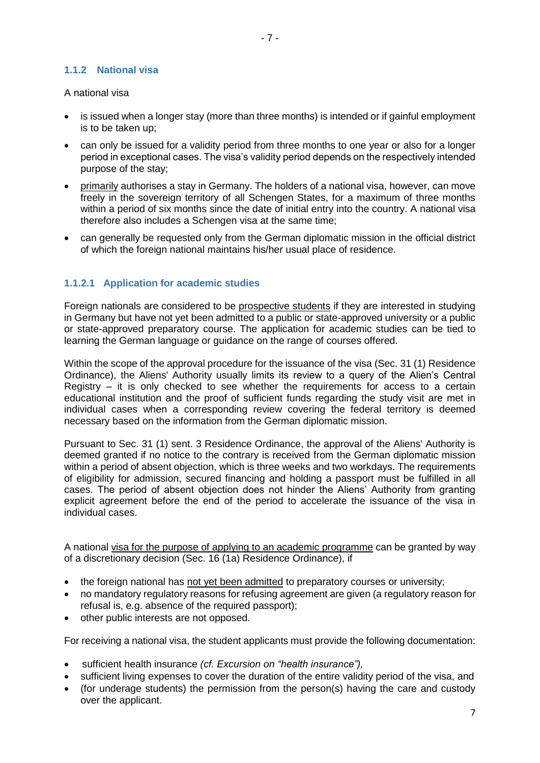### 1.1.2 National visa

A national visa

- is issued when a longer stay (more than three months) is intended or if gainful employment is to be taken up;
- can only be issued for a validity period from three months to one year or also for a longer period in exceptional cases. The visa's validity period depends on the respectively intended purpose of the stay;
- primarily authorises a stay in Germany. The holders of a national visa, however, can move freely in the sovereign territory of all Schengen States, for a maximum of three months within a period of six months since the date of initial entry into the country. A national visa therefore also includes a Schengen visa at the same time;
- can generally be requested only from the German diplomatic mission in the official district of which the foreign national maintains his/her usual place of residence.

#### 1.1.2.1 Application for academic studies

Foreign nationals are considered to be prospective students if they are interested in studying in Germany but have not yet been admitted to a public or state-approved university or a public or state-approved preparatory course. The application for academic studies can be tied to learning the German language or guidance on the range of courses offered.

Within the scope of the approval procedure for the issuance of the visa (Sec. 31 (1) Residence Ordinance), the Aliens' Authority usually limits its review to a query of the Alien's Central Registry – it is only checked to see whether the requirements for access to a certain educational institution and the proof of sufficient funds regarding the study visit are met in individual cases when a corresponding review covering the federal territory is deemed necessary based on the information from the German diplomatic mission.

Pursuant to Sec. 31 (1) sent. 3 Residence Ordinance, the approval of the Aliens' Authority is deemed granted if no notice to the contrary is received from the German diplomatic mission within a period of absent objection, which is three weeks and two workdays. The requirements of eligibility for admission, secured financing and holding a passport must be fulfilled in all cases. The period of absent objection does not hinder the Aliens' Authority from granting explicit agreement before the end of the period to accelerate the issuance of the visa in individual cases.

A national visa for the purpose of applying to an academic programme can be granted by way of a discretionary decision (Sec. 16 (1a) Residence Ordinance), if

- the foreign national has not yet been admitted to preparatory courses or university;
- no mandatory regulatory reasons for refusing agreement are given (a regulatory reason for refusal is, e.g. absence of the required passport);
- other public interests are not opposed.

For receiving a national visa, the student applicants must provide the following documentation:

- sufficient health insurance *(cf. Excursion on "health insurance"),*
- sufficient living expenses to cover the duration of the entire validity period of the visa, and
- (for underage students) the permission from the person(s) having the care and custody over the applicant.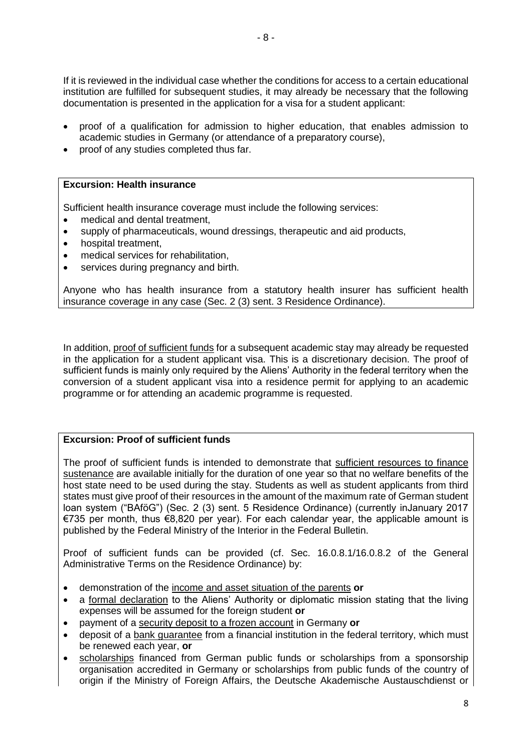If it is reviewed in the individual case whether the conditions for access to a certain educational institution are fulfilled for subsequent studies, it may already be necessary that the following documentation is presented in the application for a visa for a student applicant:

- proof of a qualification for admission to higher education, that enables admission to academic studies in Germany (or attendance of a preparatory course),
- proof of any studies completed thus far.

**Excursion: Health insurance**

Sufficient health insurance coverage must include the following services:

- medical and dental treatment,
- supply of pharmaceuticals, wound dressings, therapeutic and aid products,
- hospital treatment,
- medical services for rehabilitation,
- services during pregnancy and birth.

Anyone who has health insurance from a statutory health insurer has sufficient health insurance coverage in any case (Sec. 2 (3) sent. 3 Residence Ordinance).

In addition, proof of sufficient funds for a subsequent academic stay may already be requested in the application for a student applicant visa. This is a discretionary decision. The proof of sufficient funds is mainly only required by the Aliens' Authority in the federal territory when the conversion of a student applicant visa into a residence permit for applying to an academic programme or for attending an academic programme is requested.

**Excursion: Proof of sufficient funds**

The proof of sufficient funds is intended to demonstrate that sufficient resources to finance sustenance are available initially for the duration of one year so that no welfare benefits of the host state need to be used during the stay. Students as well as student applicants from third states must give proof of their resources in the amount of the maximum rate of German student loan system ("BAföG") (Sec. 2 (3) sent. 5 Residence Ordinance) (currently inJanuary 2017 €735 per month, thus €8,820 per year). For each calendar year, the applicable amount is published by the Federal Ministry of the Interior in the Federal Bulletin.

Proof of sufficient funds can be provided (cf. Sec. 16.0.8.1/16.0.8.2 of the General Administrative Terms on the Residence Ordinance) by:

- demonstration of the income and asset situation of the parents **or**
- a formal declaration to the Aliens' Authority or diplomatic mission stating that the living expenses will be assumed for the foreign student **or**
- payment of a security deposit to a frozen account in Germany **or**
- deposit of a bank guarantee from a financial institution in the federal territory, which must be renewed each year, **or**
- scholarships financed from German public funds or scholarships from a sponsorship organisation accredited in Germany or scholarships from public funds of the country of origin if the Ministry of Foreign Affairs, the Deutsche Akademische Austauschdienst or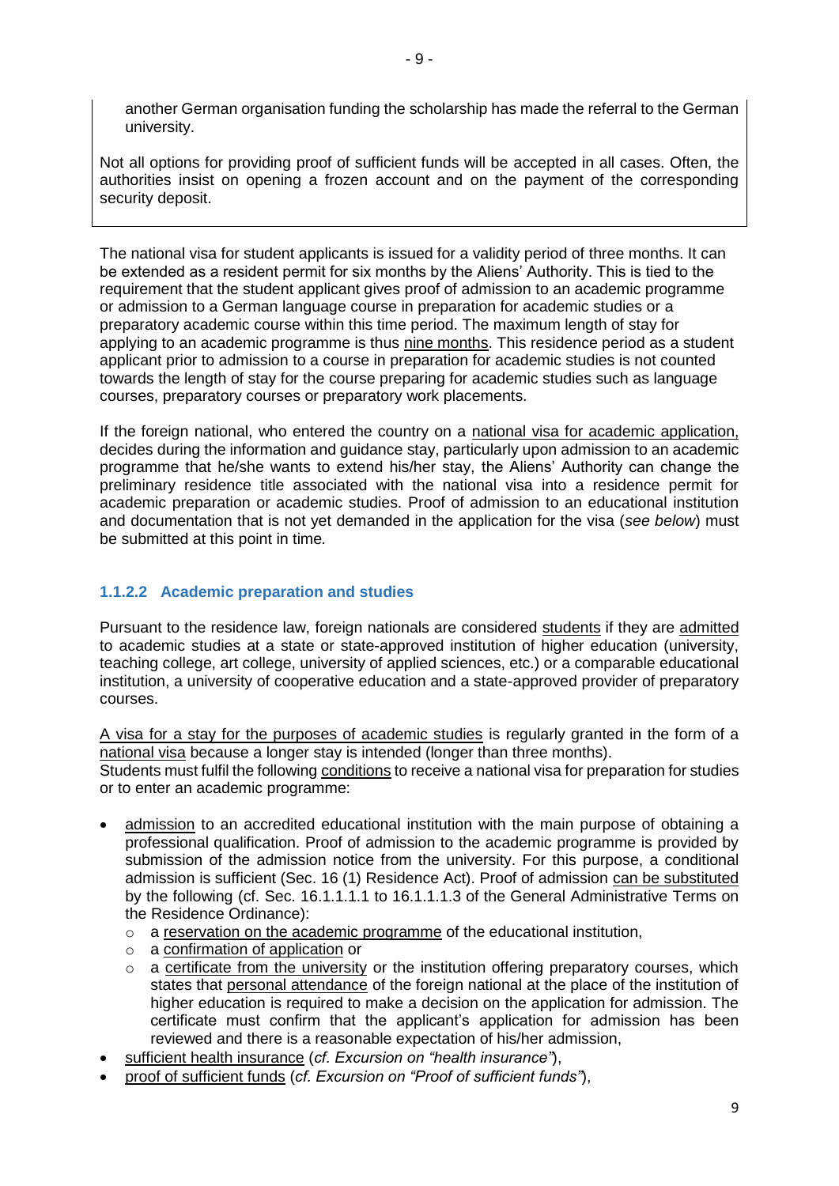another German organisation funding the scholarship has made the referral to the German university.

Not all options for providing proof of sufficient funds will be accepted in all cases. Often, the authorities insist on opening a frozen account and on the payment of the corresponding security deposit.

The national visa for student applicants is issued for a validity period of three months. It can be extended as a resident permit for six months by the Aliens' Authority. This is tied to the requirement that the student applicant gives proof of admission to an academic programme or admission to a German language course in preparation for academic studies or a preparatory academic course within this time period. The maximum length of stay for applying to an academic programme is thus nine months. This residence period as a student applicant prior to admission to a course in preparation for academic studies is not counted towards the length of stay for the course preparing for academic studies such as language courses, preparatory courses or preparatory work placements.

If the foreign national, who entered the country on a national visa for academic application, decides during the information and guidance stay, particularly upon admission to an academic programme that he/she wants to extend his/her stay, the Aliens' Authority can change the preliminary residence title associated with the national visa into a residence permit for academic preparation or academic studies. Proof of admission to an educational institution and documentation that is not yet demanded in the application for the visa (*see below*) must be submitted at this point in time.

### 1.1.2.2 Academic preparation and studies

Pursuant to the residence law, foreign nationals are considered students if they are admitted to academic studies at a state or state-approved institution of higher education (university, teaching college, art college, university of applied sciences, etc.) or a comparable educational institution, a university of cooperative education and a state-approved provider of preparatory courses.

A visa for a stay for the purposes of academic studies is regularly granted in the form of a national visa because a longer stay is intended (longer than three months).
Students must fulfil the following conditions to receive a national visa for preparation for studies or to enter an academic programme:

- admission to an accredited educational institution with the main purpose of obtaining a professional qualification. Proof of admission to the academic programme is provided by submission of the admission notice from the university. For this purpose, a conditional admission is sufficient (Sec. 16 (1) Residence Act). Proof of admission can be substituted by the following (cf. Sec. 16.1.1.1.1 to 16.1.1.1.3 of the General Administrative Terms on the Residence Ordinance):
  - a reservation on the academic programme of the educational institution,
  - a confirmation of application or
  - a certificate from the university or the institution offering preparatory courses, which states that personal attendance of the foreign national at the place of the institution of higher education is required to make a decision on the application for admission. The certificate must confirm that the applicant's application for admission has been reviewed and there is a reasonable expectation of his/her admission,
- sufficient health insurance (*cf. Excursion on "health insurance"*),
- proof of sufficient funds (*cf. Excursion on "Proof of sufficient funds"*),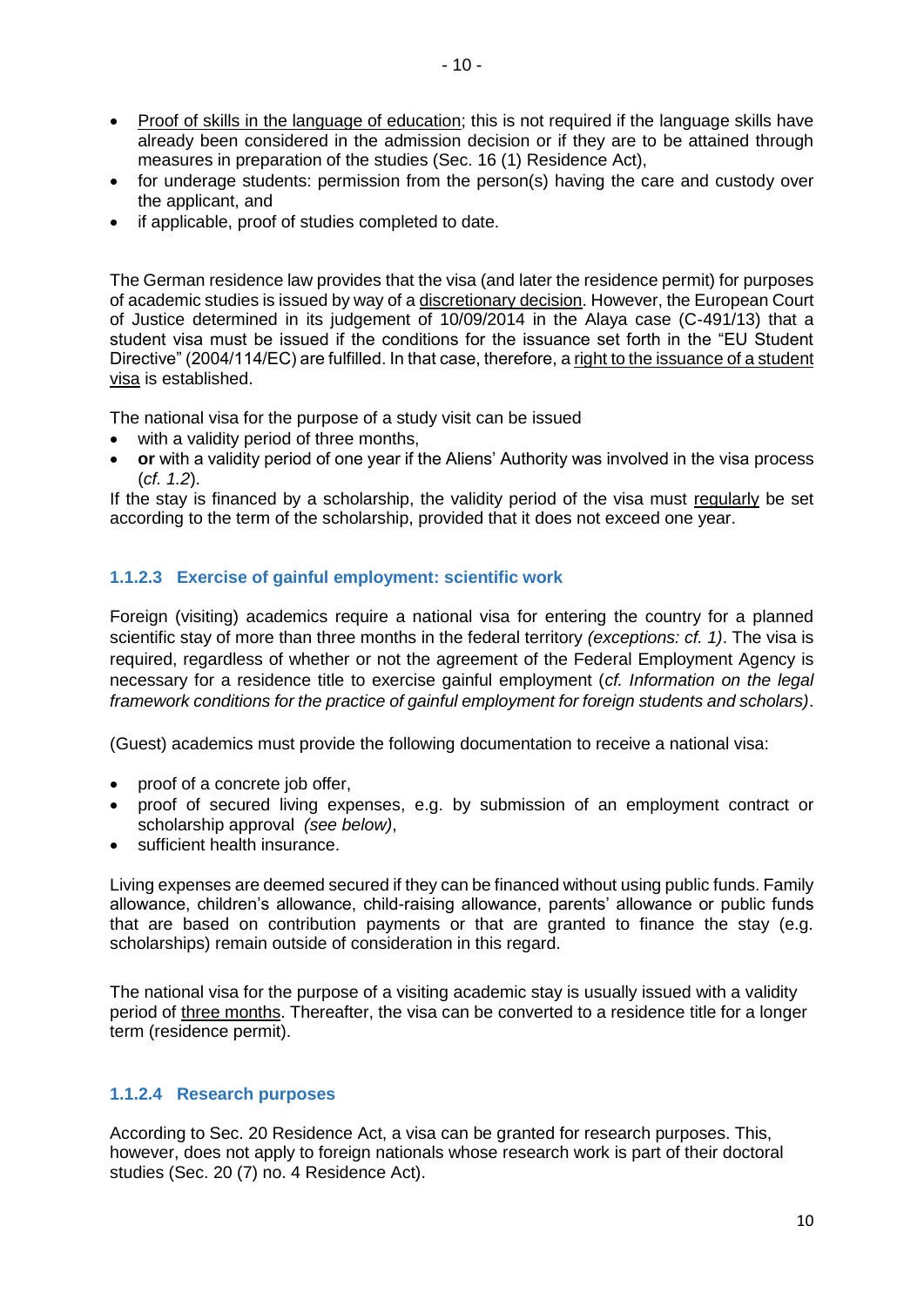- Proof of skills in the language of education; this is not required if the language skills have already been considered in the admission decision or if they are to be attained through measures in preparation of the studies (Sec. 16 (1) Residence Act),
- for underage students: permission from the person(s) having the care and custody over the applicant, and
- if applicable, proof of studies completed to date.

The German residence law provides that the visa (and later the residence permit) for purposes of academic studies is issued by way of a discretionary decision. However, the European Court of Justice determined in its judgement of 10/09/2014 in the Alaya case (C-491/13) that a student visa must be issued if the conditions for the issuance set forth in the "EU Student Directive" (2004/114/EC) are fulfilled. In that case, therefore, a right to the issuance of a student visa is established.

The national visa for the purpose of a study visit can be issued

- with a validity period of three months,
- **or** with a validity period of one year if the Aliens' Authority was involved in the visa process (*cf. 1.2*).

If the stay is financed by a scholarship, the validity period of the visa must regularly be set according to the term of the scholarship, provided that it does not exceed one year.

#### 1.1.2.3 Exercise of gainful employment: scientific work

Foreign (visiting) academics require a national visa for entering the country for a planned scientific stay of more than three months in the federal territory *(exceptions: cf. 1)*. The visa is required, regardless of whether or not the agreement of the Federal Employment Agency is necessary for a residence title to exercise gainful employment (*cf. Information on the legal framework conditions for the practice of gainful employment for foreign students and scholars)*.

(Guest) academics must provide the following documentation to receive a national visa:

- proof of a concrete job offer,
- proof of secured living expenses, e.g. by submission of an employment contract or scholarship approval *(see below)*,
- sufficient health insurance.

Living expenses are deemed secured if they can be financed without using public funds. Family allowance, children's allowance, child-raising allowance, parents' allowance or public funds that are based on contribution payments or that are granted to finance the stay (e.g. scholarships) remain outside of consideration in this regard.

The national visa for the purpose of a visiting academic stay is usually issued with a validity period of three months. Thereafter, the visa can be converted to a residence title for a longer term (residence permit).

#### 1.1.2.4 Research purposes

According to Sec. 20 Residence Act, a visa can be granted for research purposes. This, however, does not apply to foreign nationals whose research work is part of their doctoral studies (Sec. 20 (7) no. 4 Residence Act).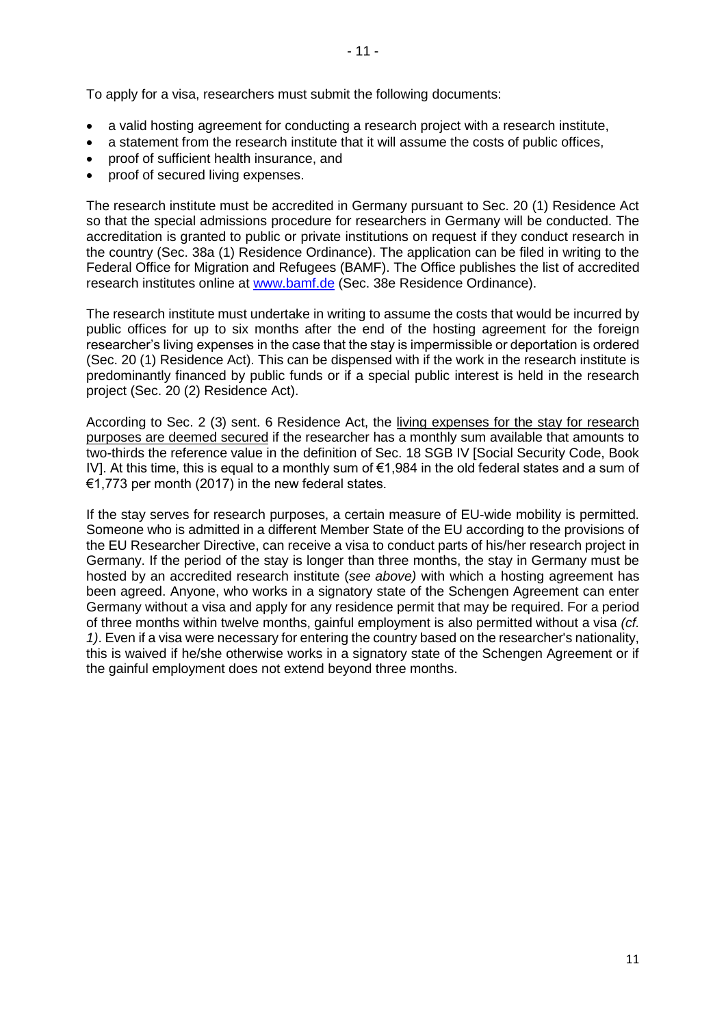To apply for a visa, researchers must submit the following documents:

- a valid hosting agreement for conducting a research project with a research institute,
- a statement from the research institute that it will assume the costs of public offices,
- proof of sufficient health insurance, and
- proof of secured living expenses.

The research institute must be accredited in Germany pursuant to Sec. 20 (1) Residence Act so that the special admissions procedure for researchers in Germany will be conducted. The accreditation is granted to public or private institutions on request if they conduct research in the country (Sec. 38a (1) Residence Ordinance). The application can be filed in writing to the Federal Office for Migration and Refugees (BAMF). The Office publishes the list of accredited research institutes online at [www.bamf.de](http://www.bamf.de) (Sec. 38e Residence Ordinance).

The research institute must undertake in writing to assume the costs that would be incurred by public offices for up to six months after the end of the hosting agreement for the foreign researcher's living expenses in the case that the stay is impermissible or deportation is ordered (Sec. 20 (1) Residence Act). This can be dispensed with if the work in the research institute is predominantly financed by public funds or if a special public interest is held in the research project (Sec. 20 (2) Residence Act).

According to Sec. 2 (3) sent. 6 Residence Act, the <u>living expenses for the stay for research purposes are deemed secured</u> if the researcher has a monthly sum available that amounts to two-thirds the reference value in the definition of Sec. 18 SGB IV [Social Security Code, Book IV]. At this time, this is equal to a monthly sum of €1,984 in the old federal states and a sum of €1,773 per month (2017) in the new federal states.

If the stay serves for research purposes, a certain measure of EU-wide mobility is permitted. Someone who is admitted in a different Member State of the EU according to the provisions of the EU Researcher Directive, can receive a visa to conduct parts of his/her research project in Germany. If the period of the stay is longer than three months, the stay in Germany must be hosted by an accredited research institute (*see above)* with which a hosting agreement has been agreed. Anyone, who works in a signatory state of the Schengen Agreement can enter Germany without a visa and apply for any residence permit that may be required. For a period of three months within twelve months, gainful employment is also permitted without a visa *(cf. 1)*. Even if a visa were necessary for entering the country based on the researcher's nationality, this is waived if he/she otherwise works in a signatory state of the Schengen Agreement or if the gainful employment does not extend beyond three months.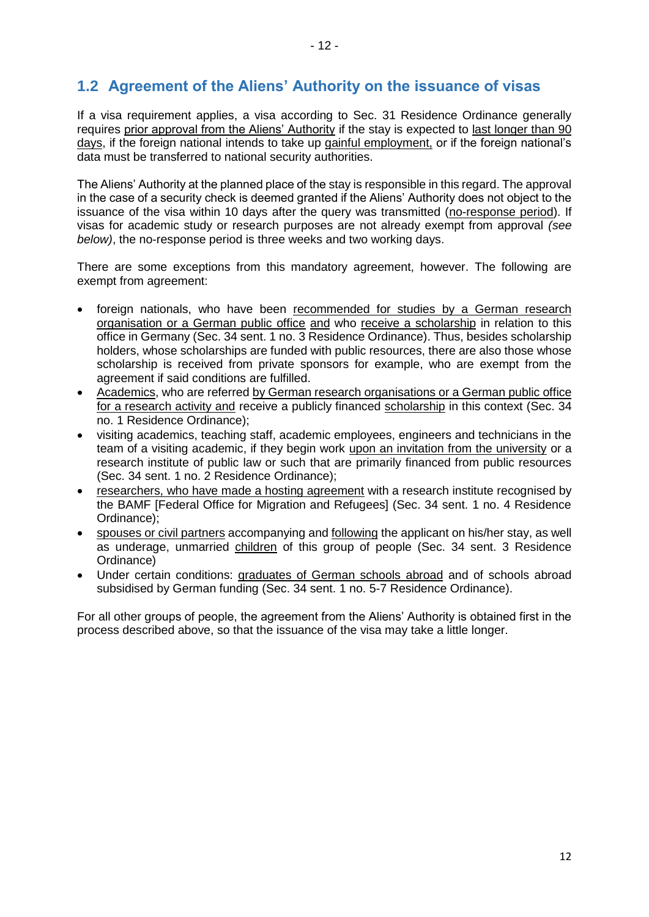## 1.2 Agreement of the Aliens' Authority on the issuance of visas

If a visa requirement applies, a visa according to Sec. 31 Residence Ordinance generally requires prior approval from the Aliens' Authority if the stay is expected to last longer than 90 days, if the foreign national intends to take up gainful employment, or if the foreign national's data must be transferred to national security authorities.

The Aliens' Authority at the planned place of the stay is responsible in this regard. The approval in the case of a security check is deemed granted if the Aliens' Authority does not object to the issuance of the visa within 10 days after the query was transmitted (no-response period). If visas for academic study or research purposes are not already exempt from approval *(see below)*, the no-response period is three weeks and two working days.

There are some exceptions from this mandatory agreement, however. The following are exempt from agreement:

- foreign nationals, who have been recommended for studies by a German research organisation or a German public office and who receive a scholarship in relation to this office in Germany (Sec. 34 sent. 1 no. 3 Residence Ordinance). Thus, besides scholarship holders, whose scholarships are funded with public resources, there are also those whose scholarship is received from private sponsors for example, who are exempt from the agreement if said conditions are fulfilled.
- Academics, who are referred by German research organisations or a German public office for a research activity and receive a publicly financed scholarship in this context (Sec. 34 no. 1 Residence Ordinance);
- visiting academics, teaching staff, academic employees, engineers and technicians in the team of a visiting academic, if they begin work upon an invitation from the university or a research institute of public law or such that are primarily financed from public resources (Sec. 34 sent. 1 no. 2 Residence Ordinance);
- researchers, who have made a hosting agreement with a research institute recognised by the BAMF [Federal Office for Migration and Refugees] (Sec. 34 sent. 1 no. 4 Residence Ordinance);
- spouses or civil partners accompanying and following the applicant on his/her stay, as well as underage, unmarried children of this group of people (Sec. 34 sent. 3 Residence Ordinance)
- Under certain conditions: graduates of German schools abroad and of schools abroad subsidised by German funding (Sec. 34 sent. 1 no. 5-7 Residence Ordinance).

For all other groups of people, the agreement from the Aliens' Authority is obtained first in the process described above, so that the issuance of the visa may take a little longer.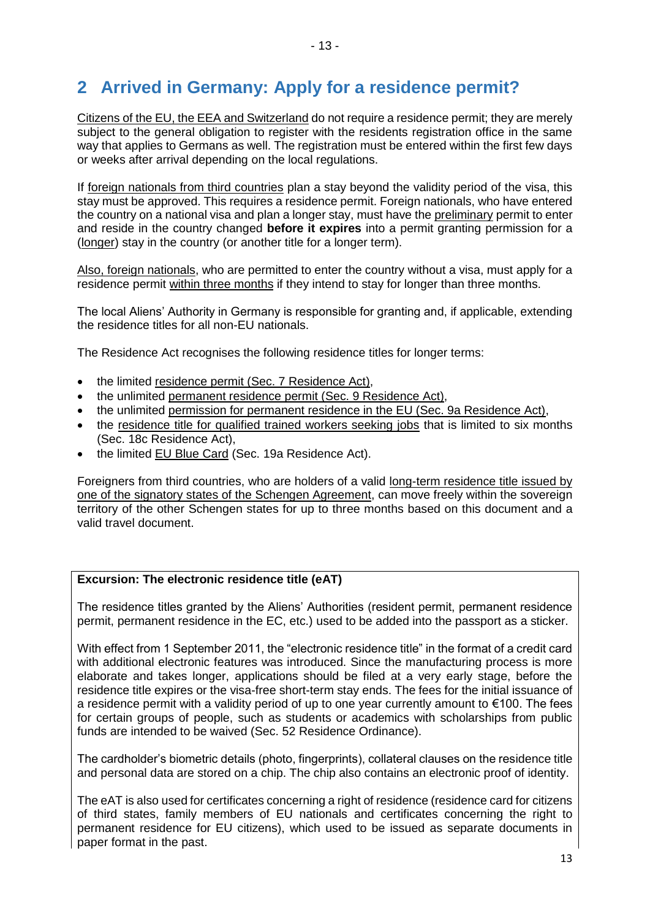## 2 Arrived in Germany: Apply for a residence permit?

Citizens of the EU, the EEA and Switzerland do not require a residence permit; they are merely subject to the general obligation to register with the residents registration office in the same way that applies to Germans as well. The registration must be entered within the first few days or weeks after arrival depending on the local regulations.

If foreign nationals from third countries plan a stay beyond the validity period of the visa, this stay must be approved. This requires a residence permit. Foreign nationals, who have entered the country on a national visa and plan a longer stay, must have the preliminary permit to enter and reside in the country changed **before it expires** into a permit granting permission for a (longer) stay in the country (or another title for a longer term).

Also, foreign nationals, who are permitted to enter the country without a visa, must apply for a residence permit within three months if they intend to stay for longer than three months.

The local Aliens' Authority in Germany is responsible for granting and, if applicable, extending the residence titles for all non-EU nationals.

The Residence Act recognises the following residence titles for longer terms:

- the limited residence permit (Sec. 7 Residence Act),
- the unlimited permanent residence permit (Sec. 9 Residence Act),
- the unlimited permission for permanent residence in the EU (Sec. 9a Residence Act),
- the residence title for qualified trained workers seeking jobs that is limited to six months (Sec. 18c Residence Act),
- the limited EU Blue Card (Sec. 19a Residence Act).

Foreigners from third countries, who are holders of a valid long-term residence title issued by one of the signatory states of the Schengen Agreement, can move freely within the sovereign territory of the other Schengen states for up to three months based on this document and a valid travel document.

**Excursion: The electronic residence title (eAT)**

The residence titles granted by the Aliens' Authorities (resident permit, permanent residence permit, permanent residence in the EC, etc.) used to be added into the passport as a sticker.

With effect from 1 September 2011, the "electronic residence title" in the format of a credit card with additional electronic features was introduced. Since the manufacturing process is more elaborate and takes longer, applications should be filed at a very early stage, before the residence title expires or the visa-free short-term stay ends. The fees for the initial issuance of a residence permit with a validity period of up to one year currently amount to €100. The fees for certain groups of people, such as students or academics with scholarships from public funds are intended to be waived (Sec. 52 Residence Ordinance).

The cardholder's biometric details (photo, fingerprints), collateral clauses on the residence title and personal data are stored on a chip. The chip also contains an electronic proof of identity.

The eAT is also used for certificates concerning a right of residence (residence card for citizens of third states, family members of EU nationals and certificates concerning the right to permanent residence for EU citizens), which used to be issued as separate documents in paper format in the past.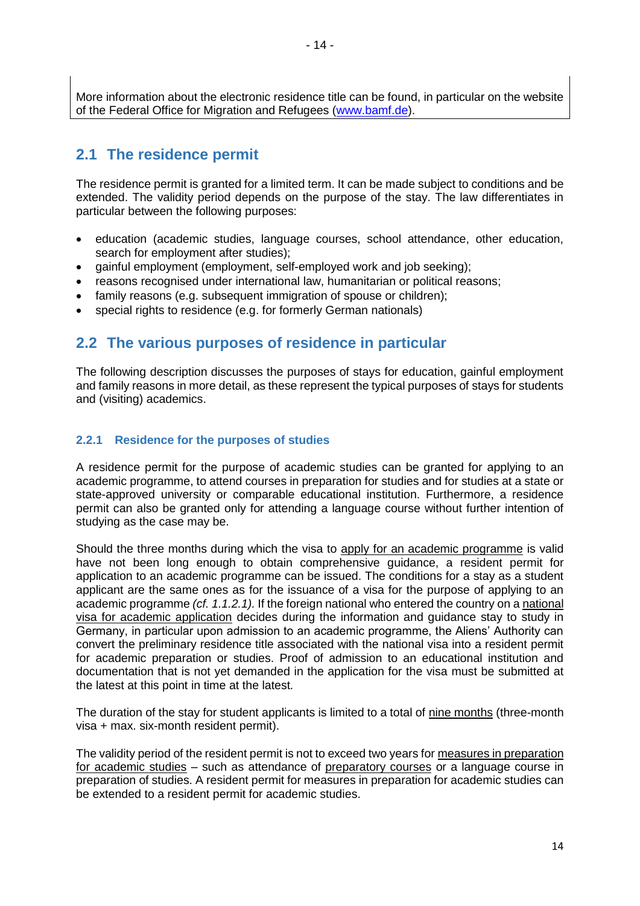More information about the electronic residence title can be found, in particular on the website of the Federal Office for Migration and Refugees (www.bamf.de).

## 2.1 The residence permit

The residence permit is granted for a limited term. It can be made subject to conditions and be extended. The validity period depends on the purpose of the stay. The law differentiates in particular between the following purposes:

- education (academic studies, language courses, school attendance, other education, search for employment after studies);
- gainful employment (employment, self-employed work and job seeking);
- reasons recognised under international law, humanitarian or political reasons;
- family reasons (e.g. subsequent immigration of spouse or children);
- special rights to residence (e.g. for formerly German nationals)

## 2.2 The various purposes of residence in particular

The following description discusses the purposes of stays for education, gainful employment and family reasons in more detail, as these represent the typical purposes of stays for students and (visiting) academics.

### 2.2.1 Residence for the purposes of studies

A residence permit for the purpose of academic studies can be granted for applying to an academic programme, to attend courses in preparation for studies and for studies at a state or state-approved university or comparable educational institution. Furthermore, a residence permit can also be granted only for attending a language course without further intention of studying as the case may be.

Should the three months during which the visa to apply for an academic programme is valid have not been long enough to obtain comprehensive guidance, a resident permit for application to an academic programme can be issued. The conditions for a stay as a student applicant are the same ones as for the issuance of a visa for the purpose of applying to an academic programme *(cf. 1.1.2.1).* If the foreign national who entered the country on a national visa for academic application decides during the information and guidance stay to study in Germany, in particular upon admission to an academic programme, the Aliens' Authority can convert the preliminary residence title associated with the national visa into a resident permit for academic preparation or studies. Proof of admission to an educational institution and documentation that is not yet demanded in the application for the visa must be submitted at the latest at this point in time at the latest.

The duration of the stay for student applicants is limited to a total of nine months (three-month visa + max. six-month resident permit).

The validity period of the resident permit is not to exceed two years for measures in preparation for academic studies – such as attendance of preparatory courses or a language course in preparation of studies. A resident permit for measures in preparation for academic studies can be extended to a resident permit for academic studies.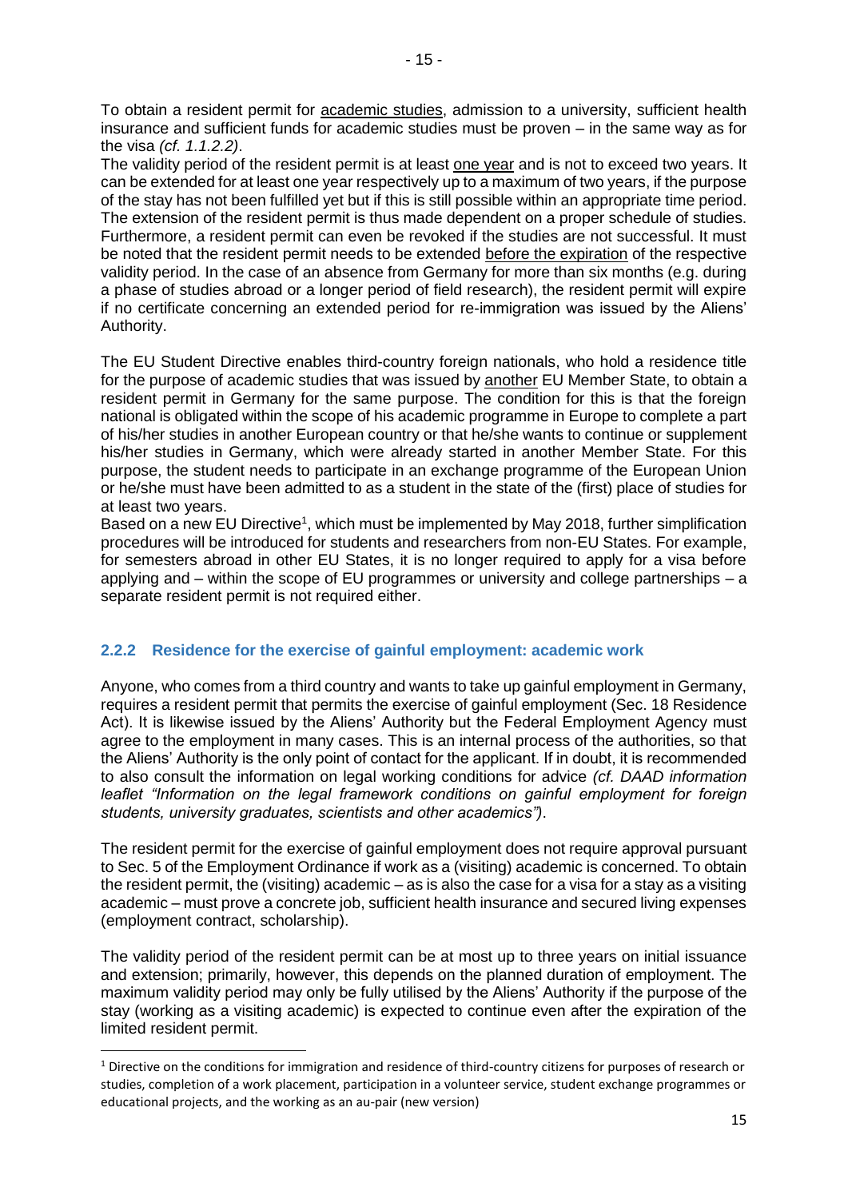To obtain a resident permit for academic studies, admission to a university, sufficient health insurance and sufficient funds for academic studies must be proven – in the same way as for the visa *(cf. 1.1.2.2)*.
The validity period of the resident permit is at least one year and is not to exceed two years. It can be extended for at least one year respectively up to a maximum of two years, if the purpose of the stay has not been fulfilled yet but if this is still possible within an appropriate time period. The extension of the resident permit is thus made dependent on a proper schedule of studies. Furthermore, a resident permit can even be revoked if the studies are not successful. It must be noted that the resident permit needs to be extended before the expiration of the respective validity period. In the case of an absence from Germany for more than six months (e.g. during a phase of studies abroad or a longer period of field research), the resident permit will expire if no certificate concerning an extended period for re-immigration was issued by the Aliens' Authority.

The EU Student Directive enables third-country foreign nationals, who hold a residence title for the purpose of academic studies that was issued by another EU Member State, to obtain a resident permit in Germany for the same purpose. The condition for this is that the foreign national is obligated within the scope of his academic programme in Europe to complete a part of his/her studies in another European country or that he/she wants to continue or supplement his/her studies in Germany, which were already started in another Member State. For this purpose, the student needs to participate in an exchange programme of the European Union or he/she must have been admitted to as a student in the state of the (first) place of studies for at least two years.
Based on a new EU Directive[1], which must be implemented by May 2018, further simplification procedures will be introduced for students and researchers from non-EU States. For example, for semesters abroad in other EU States, it is no longer required to apply for a visa before applying and – within the scope of EU programmes or university and college partnerships – a separate resident permit is not required either.

### 2.2.2 Residence for the exercise of gainful employment: academic work

Anyone, who comes from a third country and wants to take up gainful employment in Germany, requires a resident permit that permits the exercise of gainful employment (Sec. 18 Residence Act). It is likewise issued by the Aliens' Authority but the Federal Employment Agency must agree to the employment in many cases. This is an internal process of the authorities, so that the Aliens' Authority is the only point of contact for the applicant. If in doubt, it is recommended to also consult the information on legal working conditions for advice *(cf. DAAD information leaflet "Information on the legal framework conditions on gainful employment for foreign students, university graduates, scientists and other academics")*.

The resident permit for the exercise of gainful employment does not require approval pursuant to Sec. 5 of the Employment Ordinance if work as a (visiting) academic is concerned. To obtain the resident permit, the (visiting) academic – as is also the case for a visa for a stay as a visiting academic – must prove a concrete job, sufficient health insurance and secured living expenses (employment contract, scholarship).

The validity period of the resident permit can be at most up to three years on initial issuance and extension; primarily, however, this depends on the planned duration of employment. The maximum validity period may only be fully utilised by the Aliens' Authority if the purpose of the stay (working as a visiting academic) is expected to continue even after the expiration of the limited resident permit.

---

[1] Directive on the conditions for immigration and residence of third-country citizens for purposes of research or studies, completion of a work placement, participation in a volunteer service, student exchange programmes or educational projects, and the working as an au-pair (new version)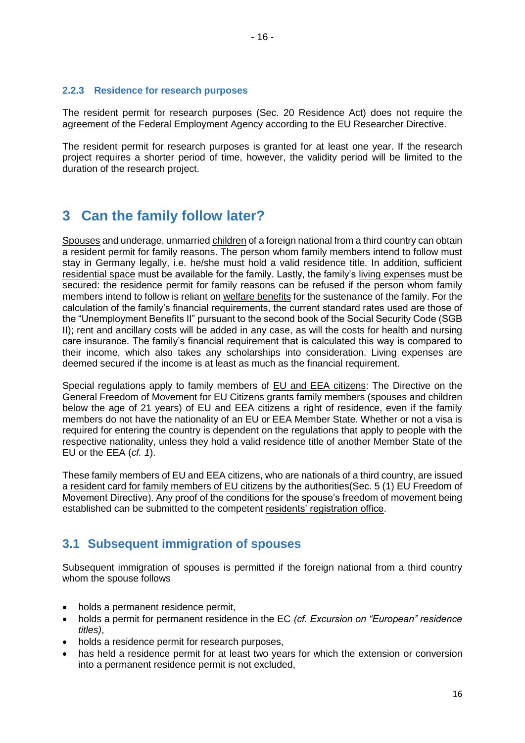### 2.2.3 Residence for research purposes

The resident permit for research purposes (Sec. 20 Residence Act) does not require the agreement of the Federal Employment Agency according to the EU Researcher Directive.

The resident permit for research purposes is granted for at least one year. If the research project requires a shorter period of time, however, the validity period will be limited to the duration of the research project.

# 3 Can the family follow later?

Spouses and underage, unmarried children of a foreign national from a third country can obtain a resident permit for family reasons. The person whom family members intend to follow must stay in Germany legally, i.e. he/she must hold a valid residence title. In addition, sufficient residential space must be available for the family. Lastly, the family's living expenses must be secured: the residence permit for family reasons can be refused if the person whom family members intend to follow is reliant on welfare benefits for the sustenance of the family. For the calculation of the family's financial requirements, the current standard rates used are those of the "Unemployment Benefits II" pursuant to the second book of the Social Security Code (SGB II); rent and ancillary costs will be added in any case, as will the costs for health and nursing care insurance. The family's financial requirement that is calculated this way is compared to their income, which also takes any scholarships into consideration. Living expenses are deemed secured if the income is at least as much as the financial requirement.

Special regulations apply to family members of EU and EEA citizens: The Directive on the General Freedom of Movement for EU Citizens grants family members (spouses and children below the age of 21 years) of EU and EEA citizens a right of residence, even if the family members do not have the nationality of an EU or EEA Member State. Whether or not a visa is required for entering the country is dependent on the regulations that apply to people with the respective nationality, unless they hold a valid residence title of another Member State of the EU or the EEA (*cf. 1*).

These family members of EU and EEA citizens, who are nationals of a third country, are issued a resident card for family members of EU citizens by the authorities(Sec. 5 (1) EU Freedom of Movement Directive). Any proof of the conditions for the spouse's freedom of movement being established can be submitted to the competent residents' registration office.

## 3.1 Subsequent immigration of spouses

Subsequent immigration of spouses is permitted if the foreign national from a third country whom the spouse follows

- holds a permanent residence permit,
- holds a permit for permanent residence in the EC *(cf. Excursion on "European" residence titles)*,
- holds a residence permit for research purposes,
- has held a residence permit for at least two years for which the extension or conversion into a permanent residence permit is not excluded,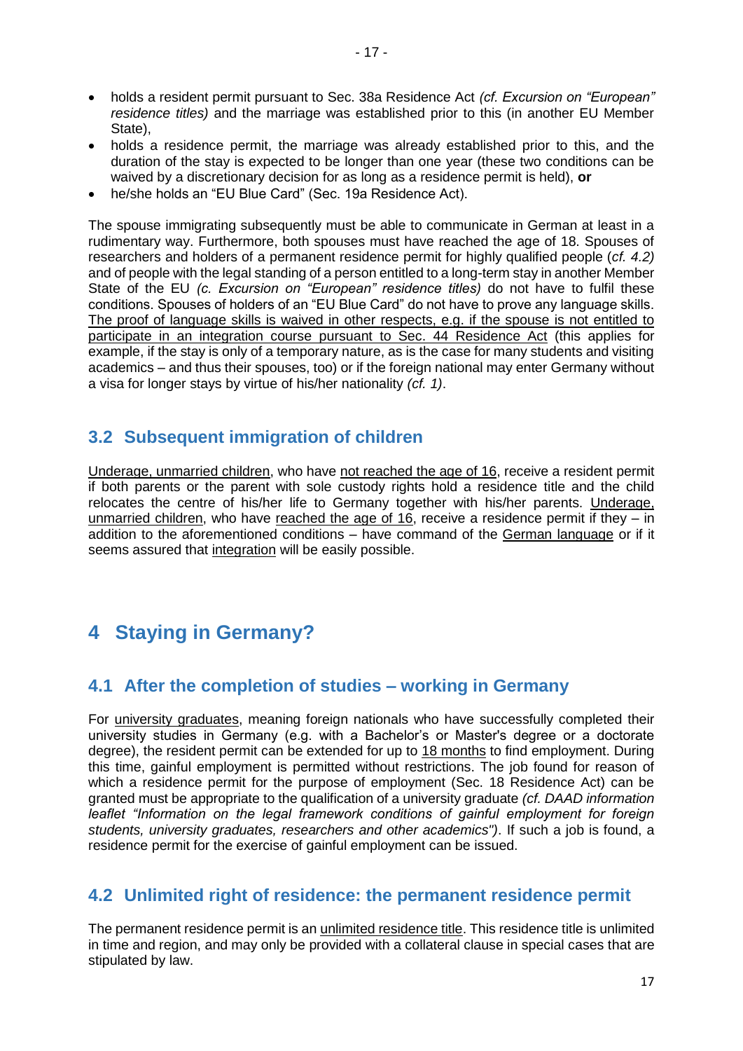- holds a resident permit pursuant to Sec. 38a Residence Act *(cf. Excursion on "European" residence titles)* and the marriage was established prior to this (in another EU Member State),
- holds a residence permit, the marriage was already established prior to this, and the duration of the stay is expected to be longer than one year (these two conditions can be waived by a discretionary decision for as long as a residence permit is held), **or**
- he/she holds an "EU Blue Card" (Sec. 19a Residence Act).

The spouse immigrating subsequently must be able to communicate in German at least in a rudimentary way. Furthermore, both spouses must have reached the age of 18. Spouses of researchers and holders of a permanent residence permit for highly qualified people (*cf. 4.2)* and of people with the legal standing of a person entitled to a long-term stay in another Member State of the EU *(c. Excursion on "European" residence titles)* do not have to fulfil these conditions. Spouses of holders of an "EU Blue Card" do not have to prove any language skills. The proof of language skills is waived in other respects, e.g. if the spouse is not entitled to participate in an integration course pursuant to Sec. 44 Residence Act (this applies for example, if the stay is only of a temporary nature, as is the case for many students and visiting academics – and thus their spouses, too) or if the foreign national may enter Germany without a visa for longer stays by virtue of his/her nationality *(cf. 1)*.

## 3.2 Subsequent immigration of children

Underage, unmarried children, who have not reached the age of 16, receive a resident permit if both parents or the parent with sole custody rights hold a residence title and the child relocates the centre of his/her life to Germany together with his/her parents. Underage, unmarried children, who have reached the age of 16, receive a residence permit if they – in addition to the aforementioned conditions – have command of the German language or if it seems assured that integration will be easily possible.

# 4 Staying in Germany?

## 4.1 After the completion of studies – working in Germany

For university graduates, meaning foreign nationals who have successfully completed their university studies in Germany (e.g. with a Bachelor's or Master's degree or a doctorate degree), the resident permit can be extended for up to 18 months to find employment. During this time, gainful employment is permitted without restrictions. The job found for reason of which a residence permit for the purpose of employment (Sec. 18 Residence Act) can be granted must be appropriate to the qualification of a university graduate *(cf. DAAD information leaflet "Information on the legal framework conditions of gainful employment for foreign students, university graduates, researchers and other academics")*. If such a job is found, a residence permit for the exercise of gainful employment can be issued.

## 4.2 Unlimited right of residence: the permanent residence permit

The permanent residence permit is an unlimited residence title. This residence title is unlimited in time and region, and may only be provided with a collateral clause in special cases that are stipulated by law.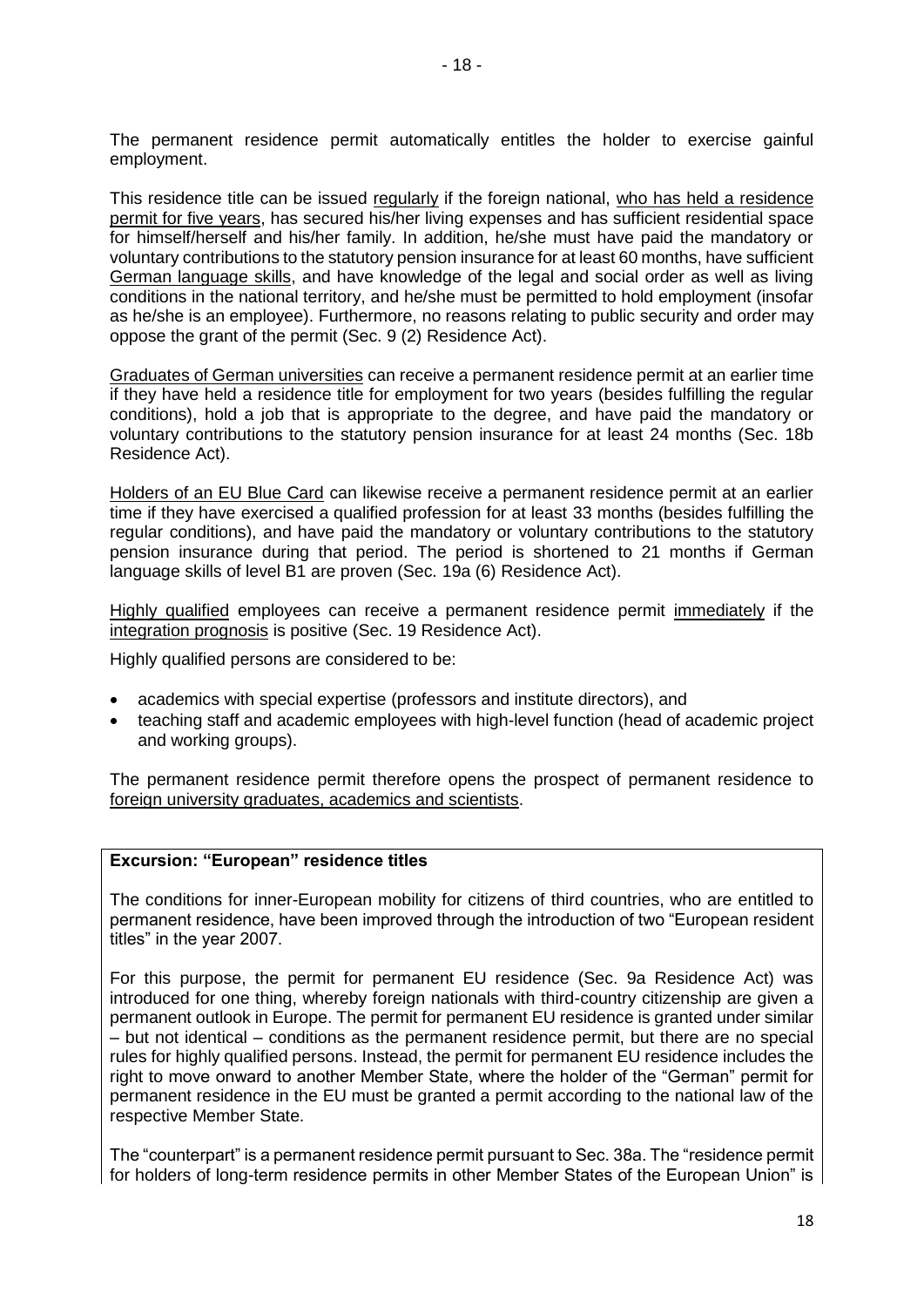The permanent residence permit automatically entitles the holder to exercise gainful employment.

This residence title can be issued regularly if the foreign national, who has held a residence permit for five years, has secured his/her living expenses and has sufficient residential space for himself/herself and his/her family. In addition, he/she must have paid the mandatory or voluntary contributions to the statutory pension insurance for at least 60 months, have sufficient German language skills, and have knowledge of the legal and social order as well as living conditions in the national territory, and he/she must be permitted to hold employment (insofar as he/she is an employee). Furthermore, no reasons relating to public security and order may oppose the grant of the permit (Sec. 9 (2) Residence Act).

Graduates of German universities can receive a permanent residence permit at an earlier time if they have held a residence title for employment for two years (besides fulfilling the regular conditions), hold a job that is appropriate to the degree, and have paid the mandatory or voluntary contributions to the statutory pension insurance for at least 24 months (Sec. 18b Residence Act).

Holders of an EU Blue Card can likewise receive a permanent residence permit at an earlier time if they have exercised a qualified profession for at least 33 months (besides fulfilling the regular conditions), and have paid the mandatory or voluntary contributions to the statutory pension insurance during that period. The period is shortened to 21 months if German language skills of level B1 are proven (Sec. 19a (6) Residence Act).

Highly qualified employees can receive a permanent residence permit immediately if the integration prognosis is positive (Sec. 19 Residence Act).

Highly qualified persons are considered to be:

- academics with special expertise (professors and institute directors), and
- teaching staff and academic employees with high-level function (head of academic project and working groups).

The permanent residence permit therefore opens the prospect of permanent residence to foreign university graduates, academics and scientists.

**Excursion: "European" residence titles**

The conditions for inner-European mobility for citizens of third countries, who are entitled to permanent residence, have been improved through the introduction of two "European resident titles" in the year 2007.

For this purpose, the permit for permanent EU residence (Sec. 9a Residence Act) was introduced for one thing, whereby foreign nationals with third-country citizenship are given a permanent outlook in Europe. The permit for permanent EU residence is granted under similar – but not identical – conditions as the permanent residence permit, but there are no special rules for highly qualified persons. Instead, the permit for permanent EU residence includes the right to move onward to another Member State, where the holder of the "German" permit for permanent residence in the EU must be granted a permit according to the national law of the respective Member State.

The "counterpart" is a permanent residence permit pursuant to Sec. 38a. The "residence permit for holders of long-term residence permits in other Member States of the European Union" is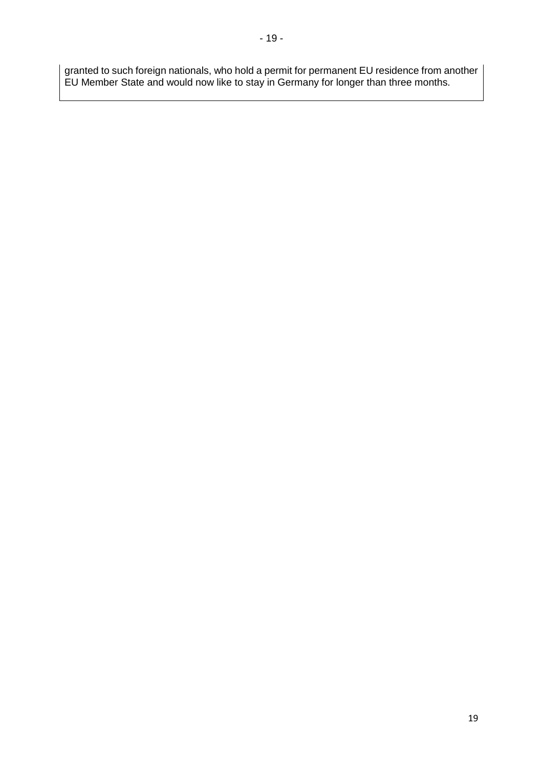granted to such foreign nationals, who hold a permit for permanent EU residence from another EU Member State and would now like to stay in Germany for longer than three months.